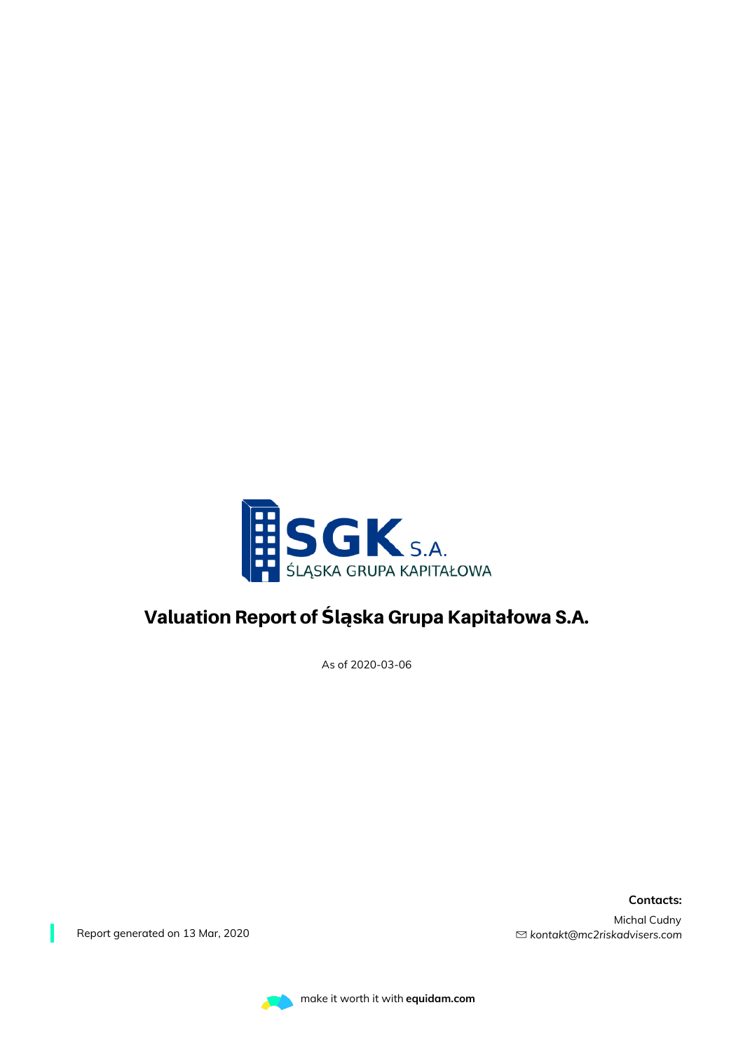SGK S.A.
ŚLĄSKA GRUPA KAPITAŁOWA

# Valuation Report of Śląska Grupa Kapitałowa S.A.

As of 2020-03-06

Report generated on 13 Mar, 2020

**Contacts:**

Michal Cudny
*kontakt@mc2riskadvisers.com*

make it worth it with **equidam.com**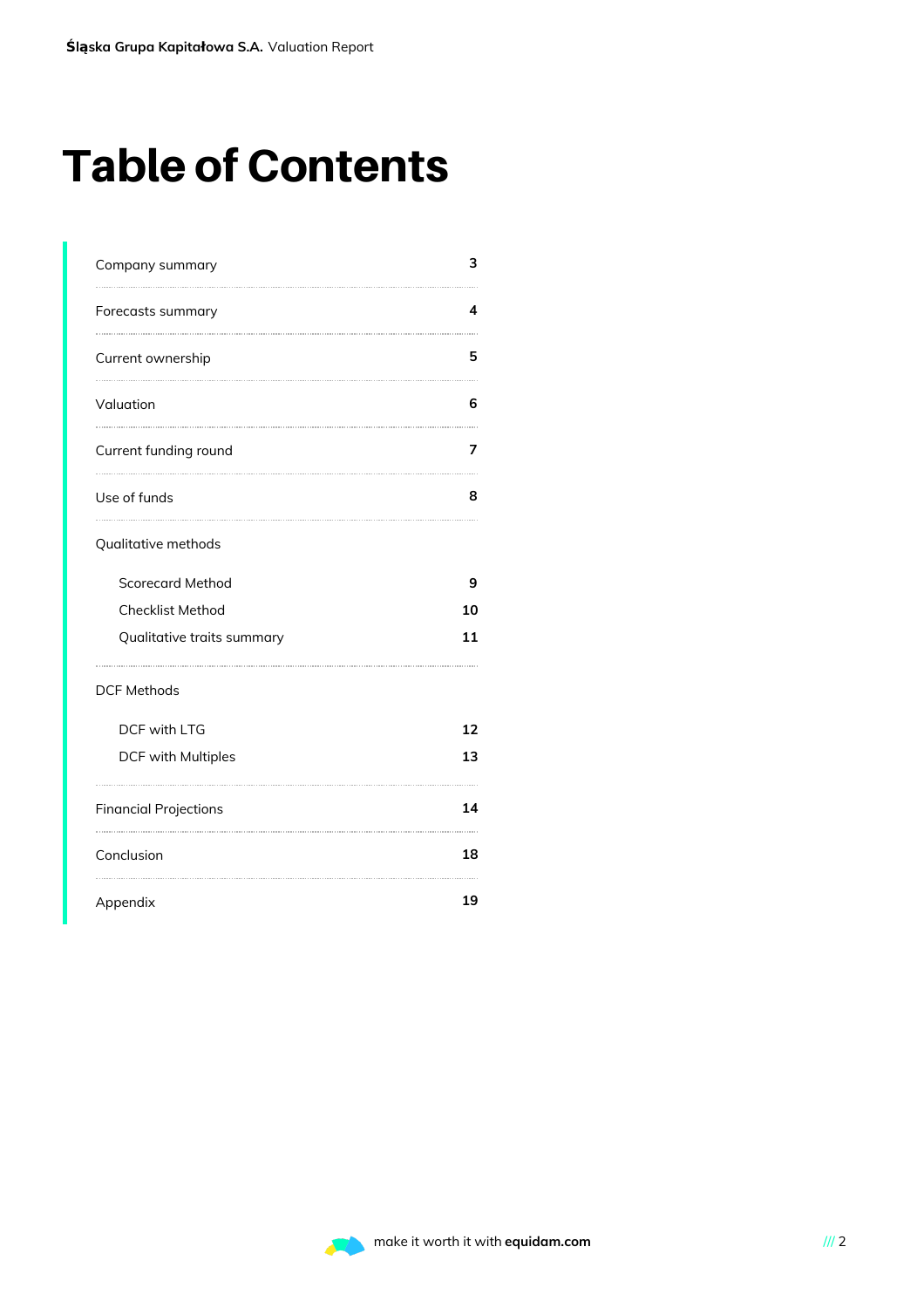# Table of Contents

| Section | Page |
| --- | --- |
| Company summary | 3 |
| Forecasts summary | 4 |
| Current ownership | 5 |
| Valuation | 6 |
| Current funding round | 7 |
| Use of funds | 8 |
| Qualitative methods | |
| Scorecard Method | 9 |
| Checklist Method | 10 |
| Qualitative traits summary | 11 |
| DCF Methods | |
| DCF with LTG | 12 |
| DCF with Multiples | 13 |
| Financial Projections | 14 |
| Conclusion | 18 |
| Appendix | 19 |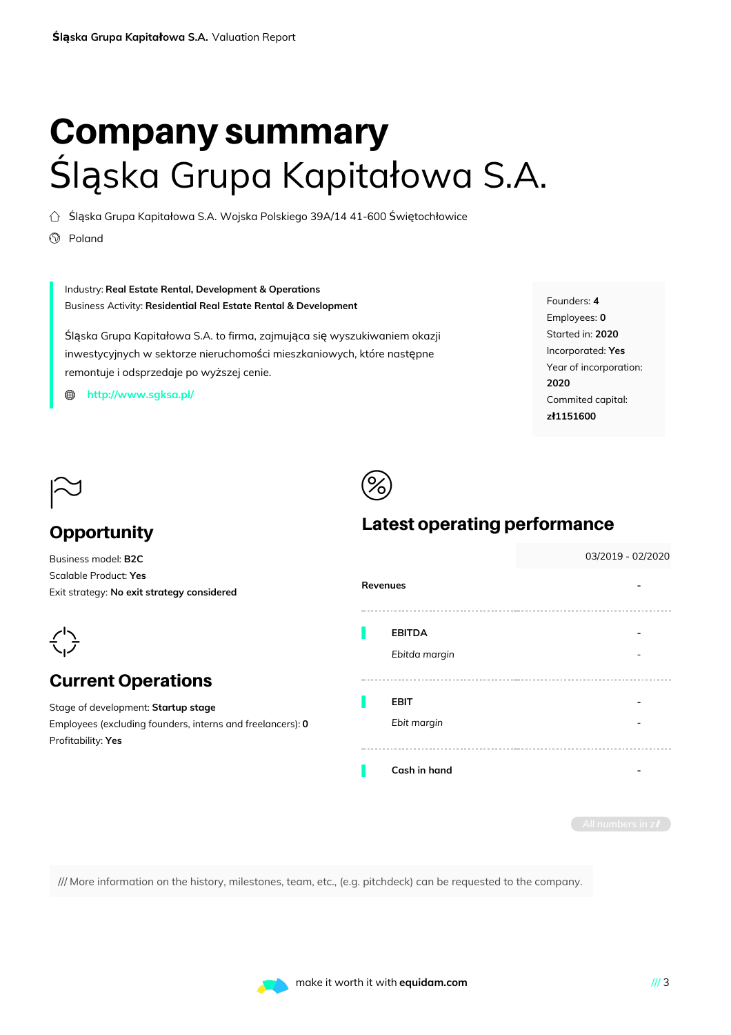# Company summary

## Śląska Grupa Kapitałowa S.A.

Śląska Grupa Kapitałowa S.A. Wojska Polskiego 39A/14 41-600 Świętochłowice

Poland

Industry: **Real Estate Rental, Development & Operations**
Business Activity: **Residential Real Estate Rental & Development**

Śląska Grupa Kapitałowa S.A. to firma, zajmująca się wyszukiwaniem okazji inwestycyjnych w sektorze nieruchomości mieszkaniowych, które następne remontuje i odsprzedaje po wyższej cenie.

http://www.sgksa.pl/

Founders: **4**
Employees: **0**
Started in: **2020**
Incorporated: **Yes**
Year of incorporation: **2020**
Commited capital: **zł1151600**

## Opportunity

Business model: **B2C**
Scalable Product: **Yes**
Exit strategy: **No exit strategy considered**

## Current Operations

Stage of development: **Startup stage**
Employees (excluding founders, interns and freelancers): **0**
Profitability: **Yes**

## Latest operating performance

| | 03/2019 - 02/2020 |
|---|---|
| Revenues | - |
| EBITDA | - |
| *Ebitda margin* | - |
| EBIT | - |
| *Ebit margin* | - |
| Cash in hand | - |

All numbers in zł

/// More information on the history, milestones, team, etc., (e.g. pitchdeck) can be requested to the company.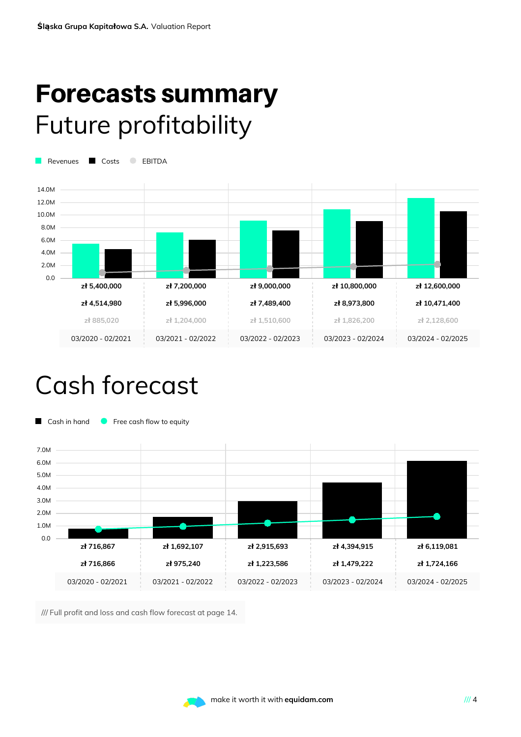# **Forecasts summary**

## Future profitability

| | 03/2020 - 02/2021 | 03/2021 - 02/2022 | 03/2022 - 02/2023 | 03/2023 - 02/2024 | 03/2024 - 02/2025 |
|---|---|---|---|---|---|
| Revenues | zł 5,400,000 | zł 7,200,000 | zł 9,000,000 | zł 10,800,000 | zł 12,600,000 |
| Costs | zł 4,514,980 | zł 5,996,000 | zł 7,489,400 | zł 8,973,800 | zł 10,471,400 |
| EBITDA | zł 885,020 | zł 1,204,000 | zł 1,510,600 | zł 1,826,200 | zł 2,128,600 |

## Cash forecast

| | 03/2020 - 02/2021 | 03/2021 - 02/2022 | 03/2022 - 02/2023 | 03/2023 - 02/2024 | 03/2024 - 02/2025 |
|---|---|---|---|---|---|
| Cash in hand | zł 716,867 | zł 1,692,107 | zł 2,915,693 | zł 4,394,915 | zł 6,119,081 |
| Free cash flow to equity | zł 716,866 | zł 975,240 | zł 1,223,586 | zł 1,479,222 | zł 1,724,166 |

/// Full profit and loss and cash flow forecast at page 14.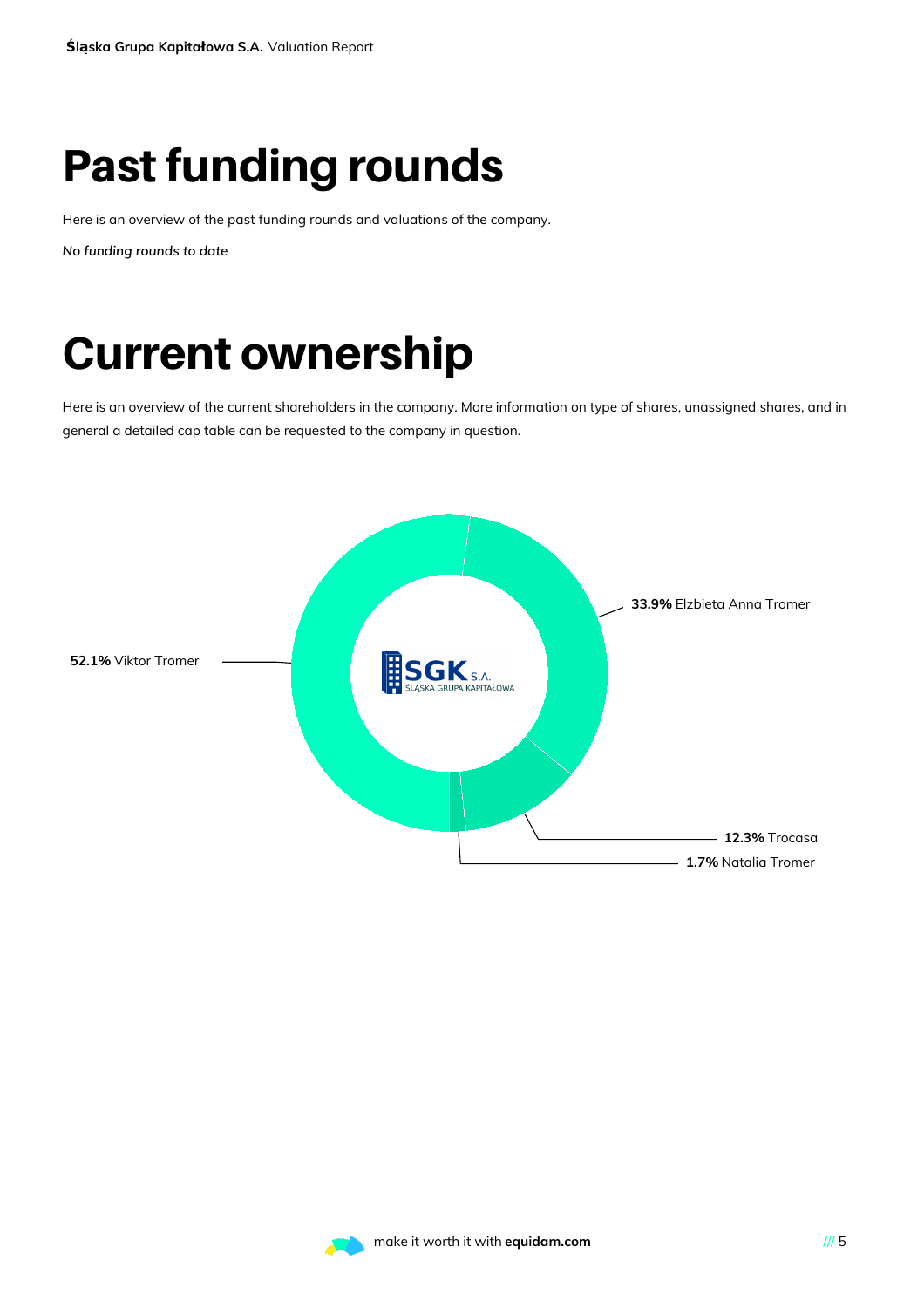# Past funding rounds

Here is an overview of the past funding rounds and valuations of the company.

*No funding rounds to date*

# Current ownership

Here is an overview of the current shareholders in the company. More information on type of shares, unassigned shares, and in general a detailed cap table can be requested to the company in question.

**52.1%** Viktor Tromer

**33.9%** Elzbieta Anna Tromer

**12.3%** Trocasa

**1.7%** Natalia Tromer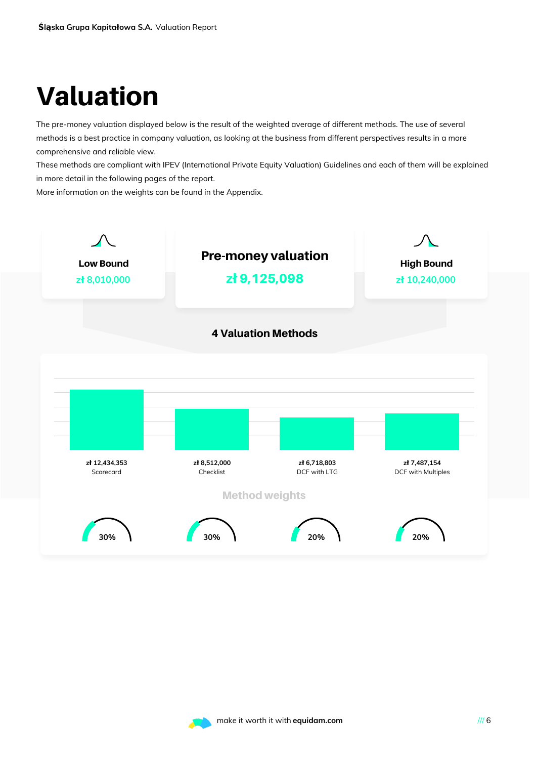# Valuation

The pre-money valuation displayed below is the result of the weighted average of different methods. The use of several methods is a best practice in company valuation, as looking at the business from different perspectives results in a more comprehensive and reliable view.
These methods are compliant with IPEV (International Private Equity Valuation) Guidelines and each of them will be explained in more detail in the following pages of the report.
More information on the weights can be found in the Appendix.

**Low Bound**
zł 8,010,000

**Pre-money valuation**
zł 9,125,098

**High Bound**
zł 10,240,000

### 4 Valuation Methods

| Method | Value | Method weight |
|---|---|---|
| Scorecard | zł 12,434,353 | 30% |
| Checklist | zł 8,512,000 | 30% |
| DCF with LTG | zł 6,718,803 | 20% |
| DCF with Multiples | zł 7,487,154 | 20% |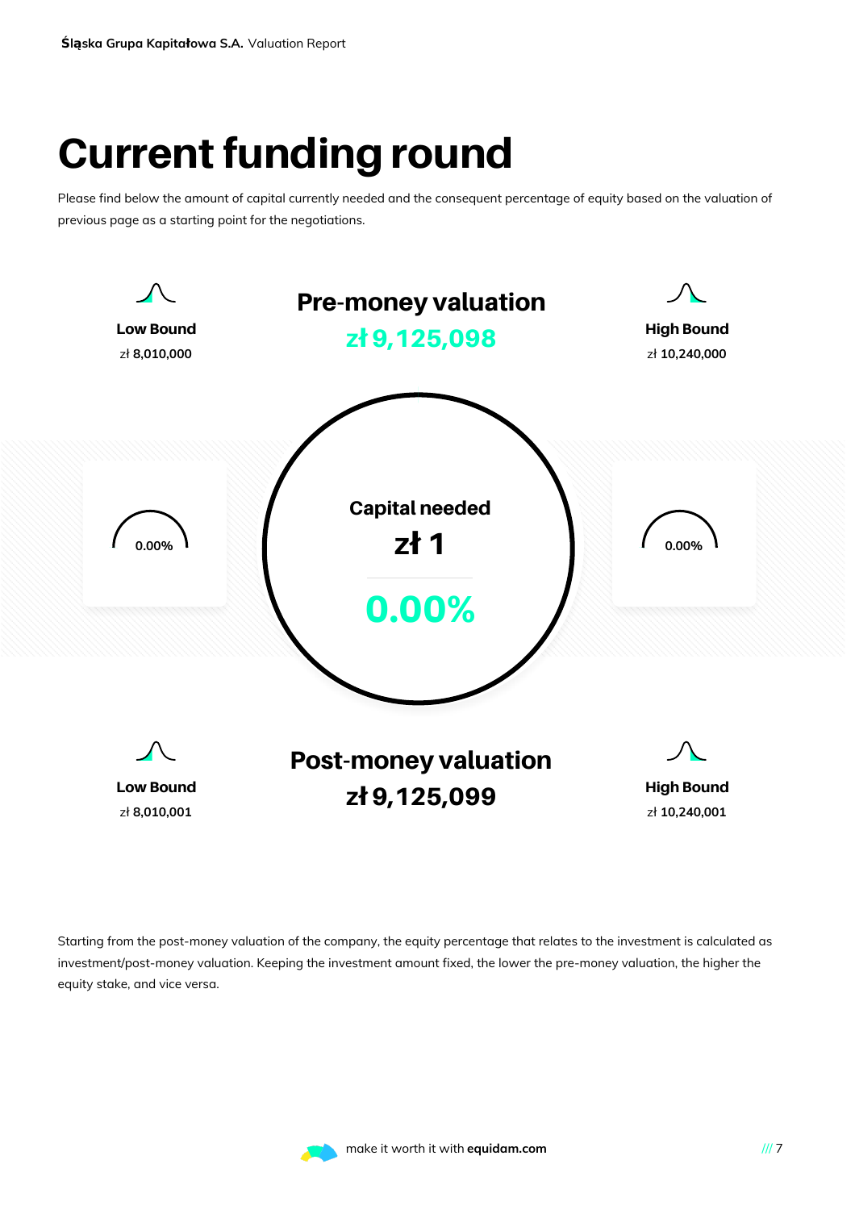# Current funding round

Please find below the amount of capital currently needed and the consequent percentage of equity based on the valuation of previous page as a starting point for the negotiations.

**Low Bound**
zł **8,010,000**

**Pre-money valuation**
**zł 9,125,098**

**High Bound**
zł **10,240,000**

0.00%

**Capital needed**
**zł 1**

**0.00%**

0.00%

**Low Bound**
zł **8,010,001**

**Post-money valuation**
**zł 9,125,099**

**High Bound**
zł **10,240,001**

Starting from the post-money valuation of the company, the equity percentage that relates to the investment is calculated as investment/post-money valuation. Keeping the investment amount fixed, the lower the pre-money valuation, the higher the equity stake, and vice versa.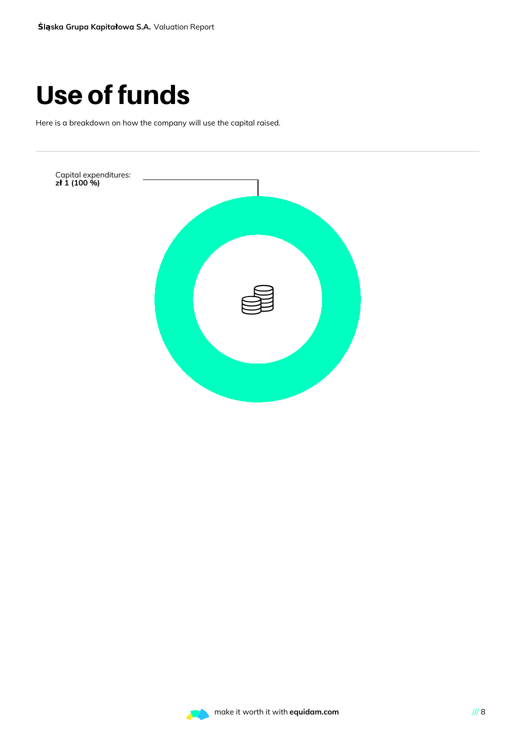# Use of funds

Here is a breakdown on how the company will use the capital raised.

Capital expenditures:
**zł 1 (100 %)**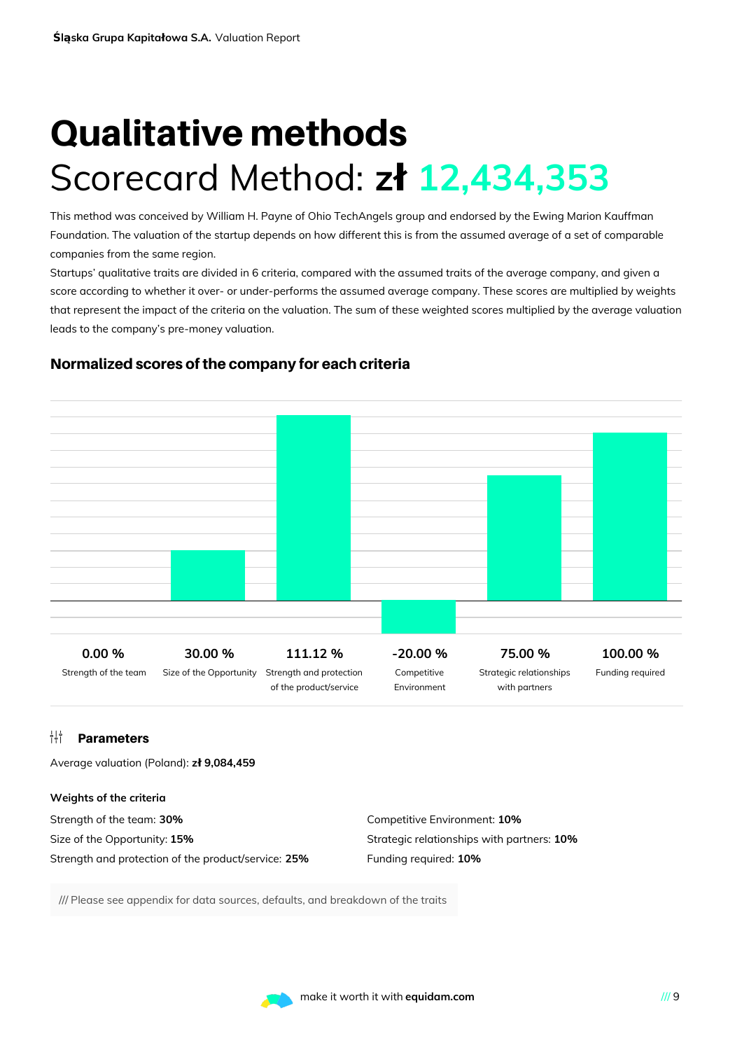# Qualitative methods

## Scorecard Method: **zł 12,434,353**

This method was conceived by William H. Payne of Ohio TechAngels group and endorsed by the Ewing Marion Kauffman Foundation. The valuation of the startup depends on how different this is from the assumed average of a set of comparable companies from the same region.

Startups' qualitative traits are divided in 6 criteria, compared with the assumed traits of the average company, and given a score according to whether it over- or under-performs the assumed average company. These scores are multiplied by weights that represent the impact of the criteria on the valuation. The sum of these weighted scores multiplied by the average valuation leads to the company's pre-money valuation.

### Normalized scores of the company for each criteria

| Strength of the team | Size of the Opportunity | Strength and protection of the product/service | Competitive Environment | Strategic relationships with partners | Funding required |
|---|---|---|---|---|---|
| 0.00 % | 30.00 % | 111.12 % | -20.00 % | 75.00 % | 100.00 % |

### Parameters

Average valuation (Poland): **zł 9,084,459**

**Weights of the criteria**

Strength of the team: **30%**

Size of the Opportunity: **15%**

Strength and protection of the product/service: **25%**

Competitive Environment: **10%**

Strategic relationships with partners: **10%**

Funding required: **10%**

/// Please see appendix for data sources, defaults, and breakdown of the traits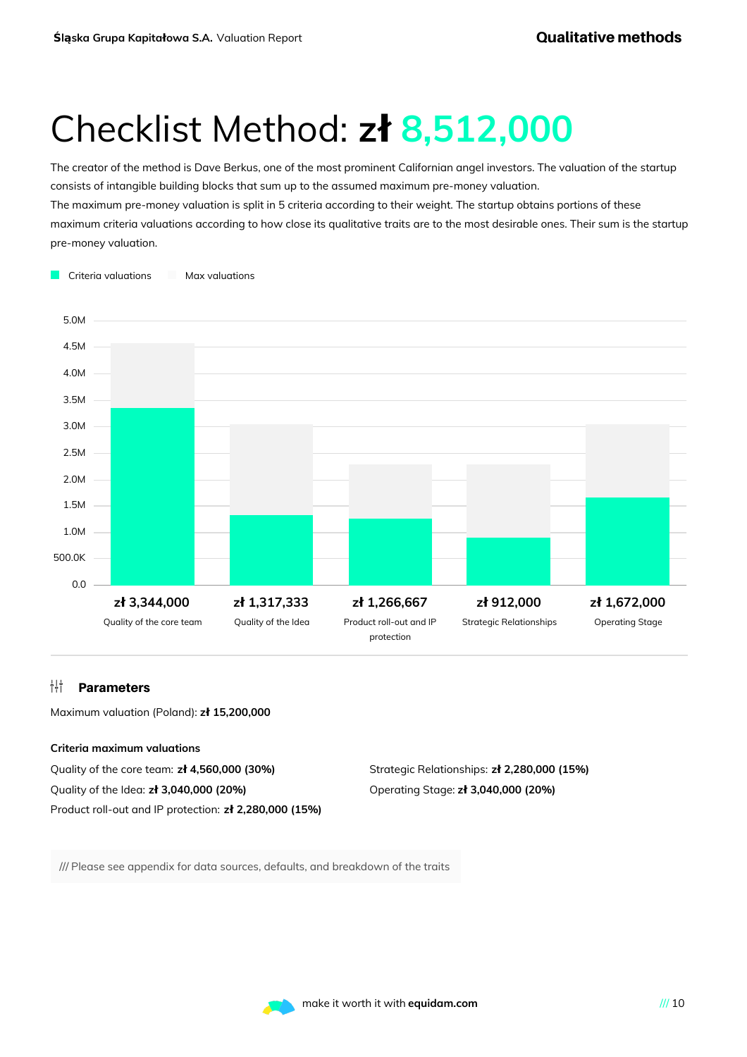# Checklist Method: zł 8,512,000

The creator of the method is Dave Berkus, one of the most prominent Californian angel investors. The valuation of the startup consists of intangible building blocks that sum up to the assumed maximum pre-money valuation.
The maximum pre-money valuation is split in 5 criteria according to their weight. The startup obtains portions of these maximum criteria valuations according to how close its qualitative traits are to the most desirable ones. Their sum is the startup pre-money valuation.

| Criteria | Criteria valuations |
| --- | --- |
| Quality of the core team | zł 3,344,000 |
| Quality of the Idea | zł 1,317,333 |
| Product roll-out and IP protection | zł 1,266,667 |
| Strategic Relationships | zł 912,000 |
| Operating Stage | zł 1,672,000 |

### Parameters

Maximum valuation (Poland): **zł 15,200,000**

**Criteria maximum valuations**

Quality of the core team: **zł 4,560,000 (30%)**

Quality of the Idea: **zł 3,040,000 (20%)**

Product roll-out and IP protection: **zł 2,280,000 (15%)**

Strategic Relationships: **zł 2,280,000 (15%)**

Operating Stage: **zł 3,040,000 (20%)**

/// Please see appendix for data sources, defaults, and breakdown of the traits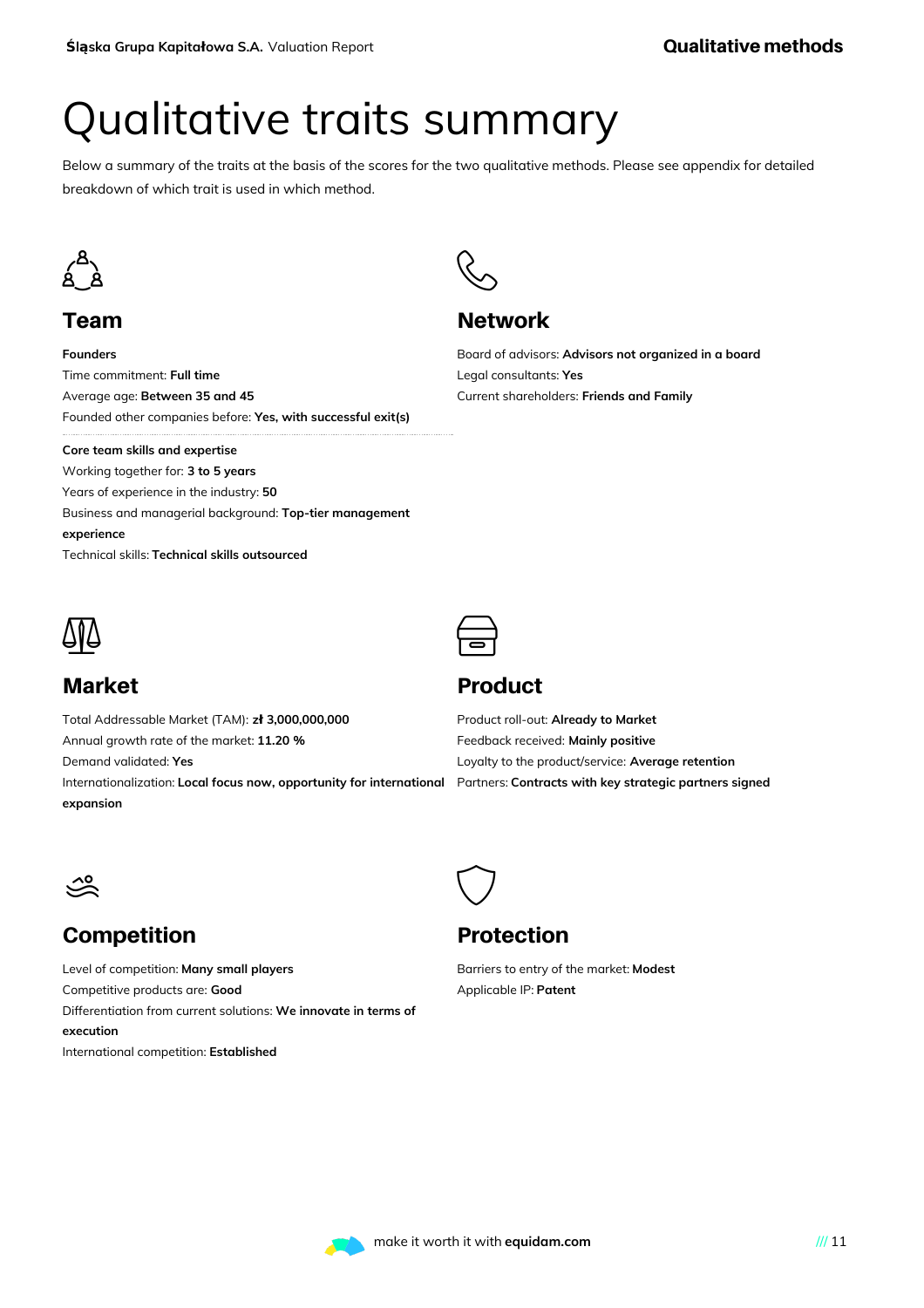# Qualitative traits summary

Below a summary of the traits at the basis of the scores for the two qualitative methods. Please see appendix for detailed breakdown of which trait is used in which method.

## Team

**Founders**

Time commitment: **Full time**
Average age: **Between 35 and 45**
Founded other companies before: **Yes, with successful exit(s)**

**Core team skills and expertise**

Working together for: **3 to 5 years**
Years of experience in the industry: **50**
Business and managerial background: **Top-tier management experience**
Technical skills: **Technical skills outsourced**

## Network

Board of advisors: **Advisors not organized in a board**
Legal consultants: **Yes**
Current shareholders: **Friends and Family**

## Market

Total Addressable Market (TAM): **zł 3,000,000,000**
Annual growth rate of the market: **11.20 %**
Demand validated: **Yes**
Internationalization: **Local focus now, opportunity for international expansion**

## Product

Product roll-out: **Already to Market**
Feedback received: **Mainly positive**
Loyalty to the product/service: **Average retention**
Partners: **Contracts with key strategic partners signed**

## Competition

Level of competition: **Many small players**
Competitive products are: **Good**
Differentiation from current solutions: **We innovate in terms of execution**
International competition: **Established**

## Protection

Barriers to entry of the market: **Modest**
Applicable IP: **Patent**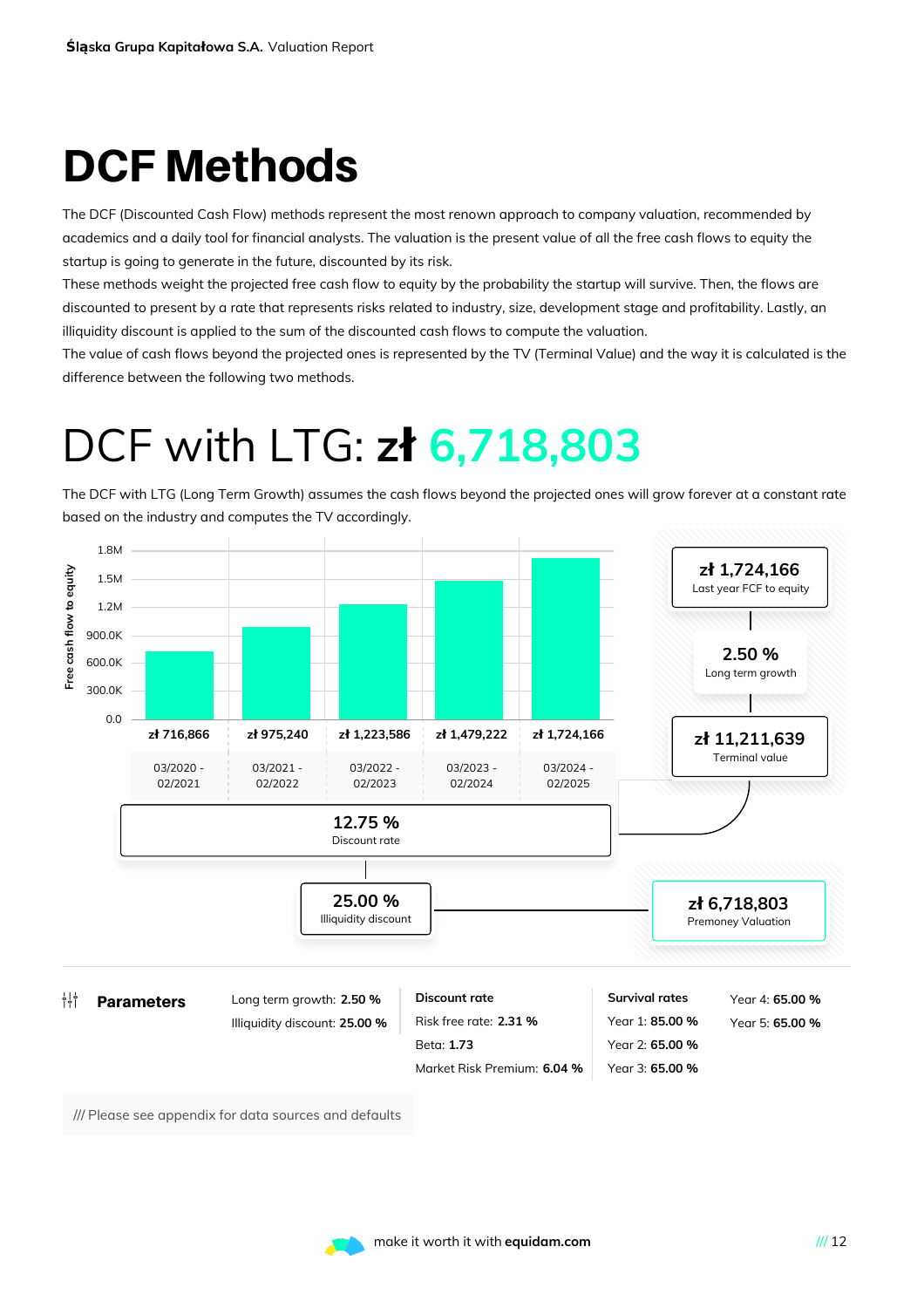# DCF Methods

The DCF (Discounted Cash Flow) methods represent the most renown approach to company valuation, recommended by academics and a daily tool for financial analysts. The valuation is the present value of all the free cash flows to equity the startup is going to generate in the future, discounted by its risk.
These methods weight the projected free cash flow to equity by the probability the startup will survive. Then, the flows are discounted to present by a rate that represents risks related to industry, size, development stage and profitability. Lastly, an illiquidity discount is applied to the sum of the discounted cash flows to compute the valuation.
The value of cash flows beyond the projected ones is represented by the TV (Terminal Value) and the way it is calculated is the difference between the following two methods.

# DCF with LTG: zł 6,718,803

The DCF with LTG (Long Term Growth) assumes the cash flows beyond the projected ones will grow forever at a constant rate based on the industry and computes the TV accordingly.

| Period | Free cash flow to equity |
|---|---|
| 03/2020 - 02/2021 | zł 716,866 |
| 03/2021 - 02/2022 | zł 975,240 |
| 03/2022 - 02/2023 | zł 1,223,586 |
| 03/2023 - 02/2024 | zł 1,479,222 |
| 03/2024 - 02/2025 | zł 1,724,166 |

- zł 1,724,166 — Last year FCF to equity
- 2.50 % — Long term growth
- zł 11,211,639 — Terminal value
- 12.75 % — Discount rate
- 25.00 % — Illiquidity discount
- zł 6,718,803 — Premoney Valuation

**Parameters**

Long term growth: **2.50 %**
Illiquidity discount: **25.00 %**

**Discount rate**
Risk free rate: **2.31 %**
Beta: **1.73**
Market Risk Premium: **6.04 %**

**Survival rates**
Year 1: **85.00 %**
Year 2: **65.00 %**
Year 3: **65.00 %**
Year 4: **65.00 %**
Year 5: **65.00 %**

/// Please see appendix for data sources and defaults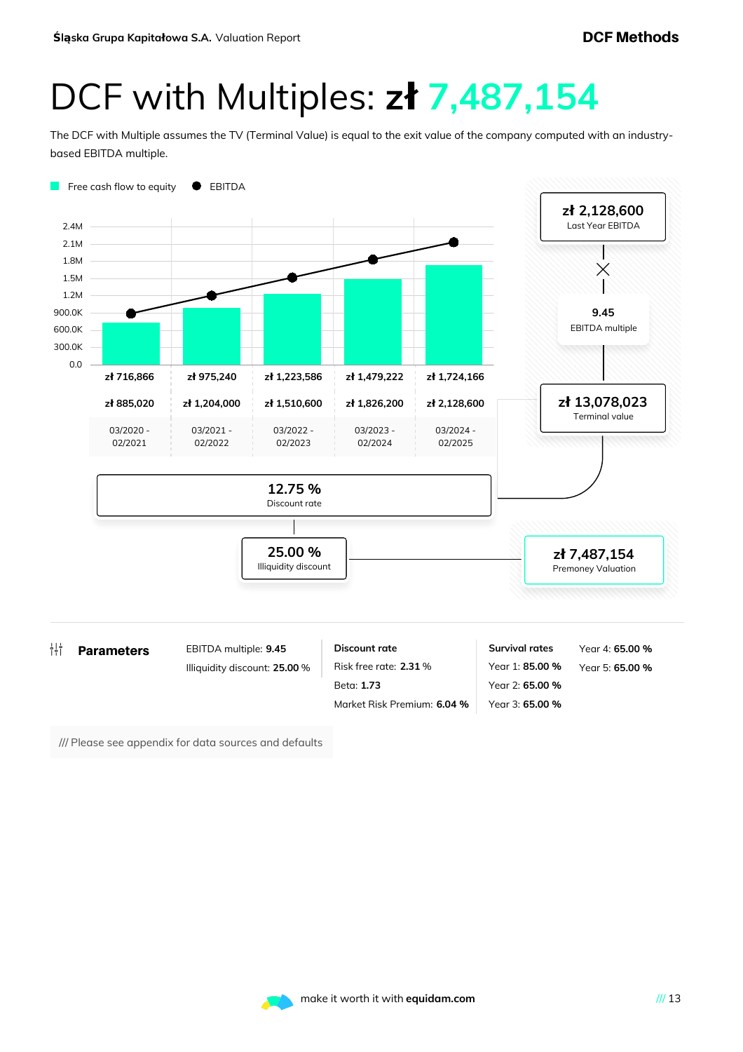# DCF with Multiples: zł 7,487,154

The DCF with Multiple assumes the TV (Terminal Value) is equal to the exit value of the company computed with an industry-based EBITDA multiple.

| | 03/2020 - 02/2021 | 03/2021 - 02/2022 | 03/2022 - 02/2023 | 03/2023 - 02/2024 | 03/2024 - 02/2025 |
|---|---|---|---|---|---|
| Free cash flow to equity | zł 716,866 | zł 975,240 | zł 1,223,586 | zł 1,479,222 | zł 1,724,166 |
| EBITDA | zł 885,020 | zł 1,204,000 | zł 1,510,600 | zł 1,826,200 | zł 2,128,600 |

- zł 2,128,600 — Last Year EBITDA
- × 9.45 — EBITDA multiple
- zł 13,078,023 — Terminal value
- 12.75 % — Discount rate
- 25.00 % — Illiquidity discount
- zł 7,487,154 — Premoney Valuation

## Parameters

EBITDA multiple: **9.45**
Illiquidity discount: **25.00** %

**Discount rate**
Risk free rate: **2.31** %
Beta: **1.73**
Market Risk Premium: **6.04 %**

**Survival rates**
Year 1: **85.00 %**
Year 2: **65.00 %**
Year 3: **65.00 %**
Year 4: **65.00 %**
Year 5: **65.00 %**

/// Please see appendix for data sources and defaults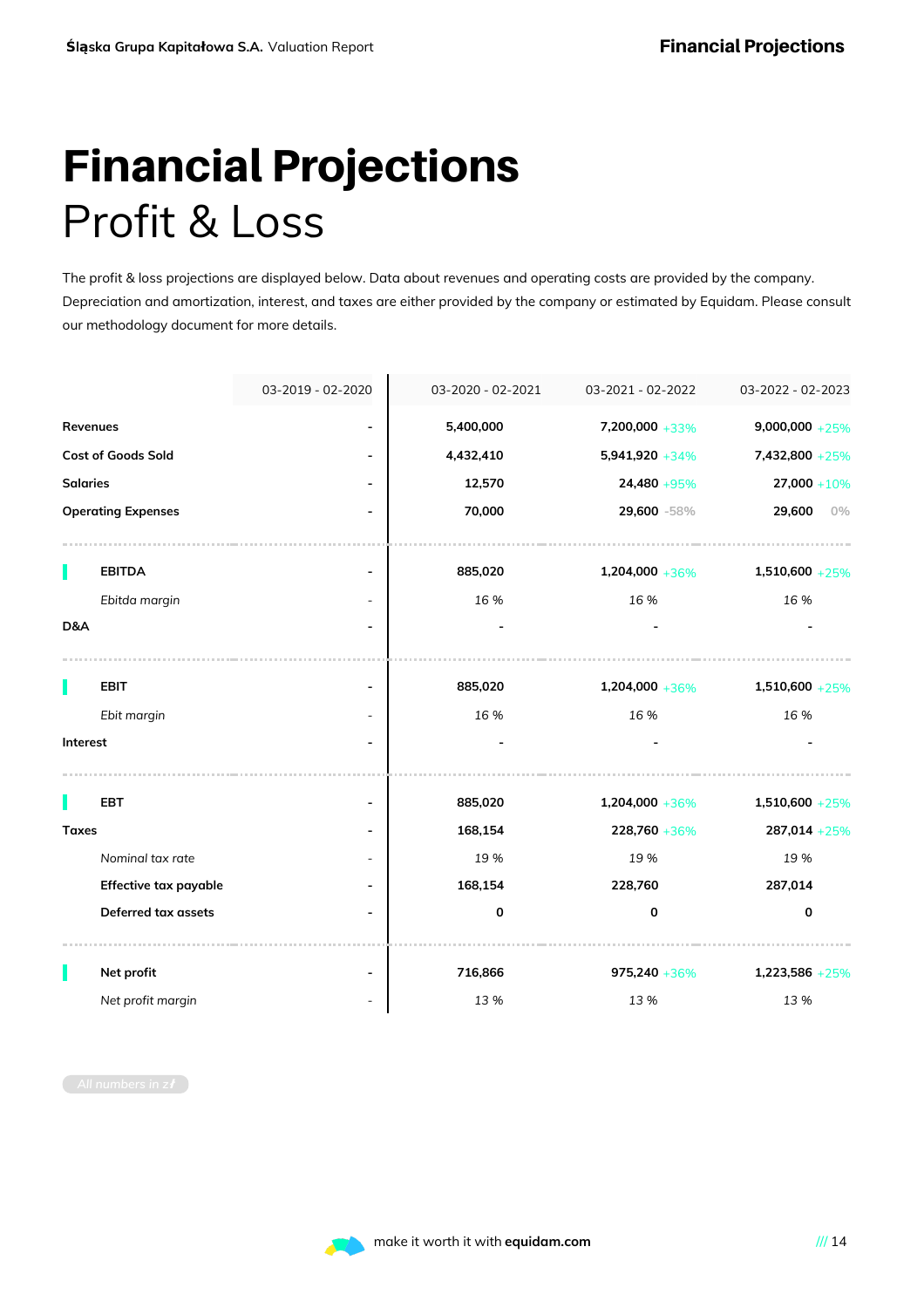# Financial Projections

## Profit & Loss

The profit & loss projections are displayed below. Data about revenues and operating costs are provided by the company. Depreciation and amortization, interest, and taxes are either provided by the company or estimated by Equidam. Please consult our methodology document for more details.

| | 03-2019 - 02-2020 | 03-2020 - 02-2021 | 03-2021 - 02-2022 | 03-2022 - 02-2023 |
|---|---|---|---|---|
| **Revenues** | - | 5,400,000 | 7,200,000 +33% | 9,000,000 +25% |
| **Cost of Goods Sold** | - | 4,432,410 | 5,941,920 +34% | 7,432,800 +25% |
| **Salaries** | - | 12,570 | 24,480 +95% | 27,000 +10% |
| **Operating Expenses** | - | 70,000 | 29,600 -58% | 29,600 0% |
| **EBITDA** | - | 885,020 | 1,204,000 +36% | 1,510,600 +25% |
| *Ebitda margin* | - | 16 % | 16 % | 16 % |
| **D&A** | - | - | - | - |
| **EBIT** | - | 885,020 | 1,204,000 +36% | 1,510,600 +25% |
| *Ebit margin* | - | 16 % | 16 % | 16 % |
| **Interest** | - | - | - | - |
| **EBT** | - | 885,020 | 1,204,000 +36% | 1,510,600 +25% |
| **Taxes** | - | 168,154 | 228,760 +36% | 287,014 +25% |
| *Nominal tax rate* | - | 19 % | 19 % | 19 % |
| **Effective tax payable** | - | 168,154 | 228,760 | 287,014 |
| **Deferred tax assets** | - | 0 | 0 | 0 |
| **Net profit** | - | 716,866 | 975,240 +36% | 1,223,586 +25% |
| *Net profit margin* | - | 13 % | 13 % | 13 % |

All numbers in zł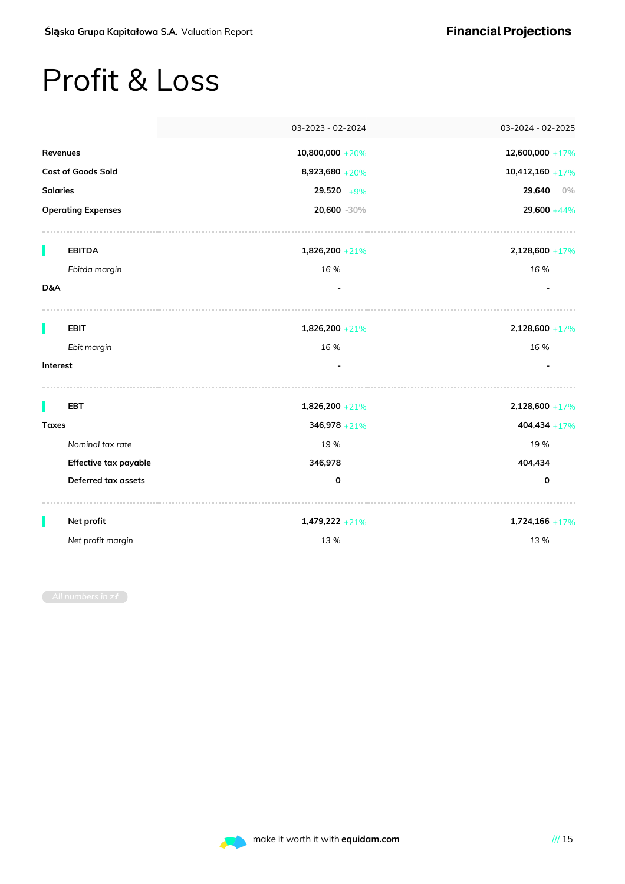# Profit & Loss

| | 03-2023 - 02-2024 | 03-2024 - 02-2025 |
|---|---|---|
| **Revenues** | **10,800,000** +20% | **12,600,000** +17% |
| **Cost of Goods Sold** | **8,923,680** +20% | **10,412,160** +17% |
| **Salaries** | **29,520** +9% | **29,640** 0% |
| **Operating Expenses** | **20,600** -30% | **29,600** +44% |
| **EBITDA** | **1,826,200** +21% | **2,128,600** +17% |
| *Ebitda margin* | *16 %* | *16 %* |
| **D&A** | - | - |
| **EBIT** | **1,826,200** +21% | **2,128,600** +17% |
| *Ebit margin* | *16 %* | *16 %* |
| **Interest** | - | - |
| **EBT** | **1,826,200** +21% | **2,128,600** +17% |
| **Taxes** | **346,978** +21% | **404,434** +17% |
| *Nominal tax rate* | 19 % | 19 % |
| **Effective tax payable** | **346,978** | **404,434** |
| **Deferred tax assets** | **0** | **0** |
| **Net profit** | **1,479,222** +21% | **1,724,166** +17% |
| *Net profit margin* | *13 %* | *13 %* |

All numbers in zł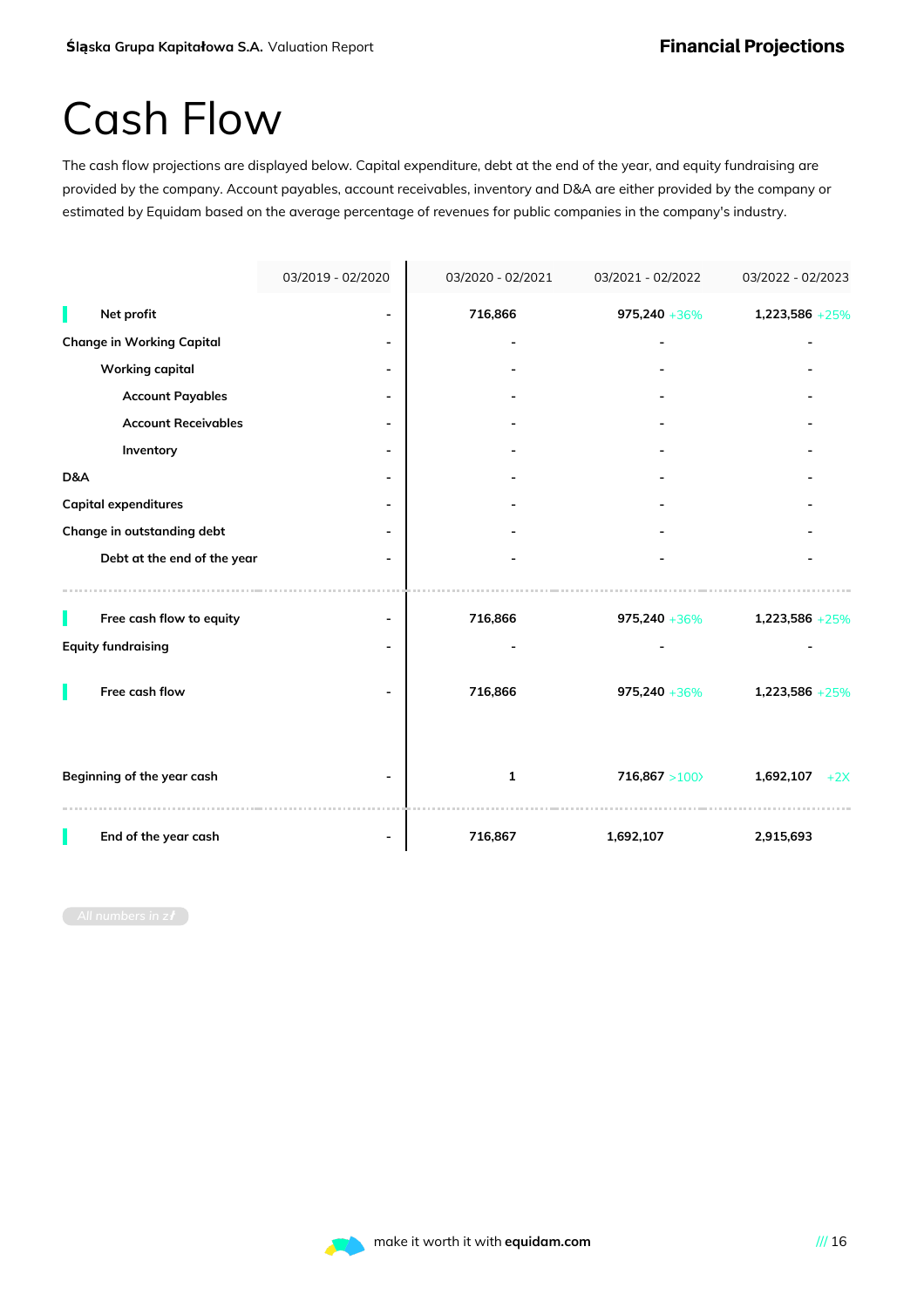# Cash Flow

The cash flow projections are displayed below. Capital expenditure, debt at the end of the year, and equity fundraising are provided by the company. Account payables, account receivables, inventory and D&A are either provided by the company or estimated by Equidam based on the average percentage of revenues for public companies in the company's industry.

| | 03/2019 - 02/2020 | 03/2020 - 02/2021 | 03/2021 - 02/2022 | 03/2022 - 02/2023 |
|---|---|---|---|---|
| Net profit | - | 716,866 | 975,240 +36% | 1,223,586 +25% |
| Change in Working Capital | - | - | - | - |
| Working capital | - | - | - | - |
| Account Payables | - | - | - | - |
| Account Receivables | - | - | - | - |
| Inventory | - | - | - | - |
| D&A | - | - | - | - |
| Capital expenditures | - | - | - | - |
| Change in outstanding debt | - | - | - | - |
| Debt at the end of the year | - | - | - | - |
| Free cash flow to equity | - | 716,866 | 975,240 +36% | 1,223,586 +25% |
| Equity fundraising | - | - | - | - |
| Free cash flow | - | 716,866 | 975,240 +36% | 1,223,586 +25% |
| Beginning of the year cash | - | 1 | 716,867 >100X | 1,692,107 +2X |
| End of the year cash | - | 716,867 | 1,692,107 | 2,915,693 |

All numbers in zł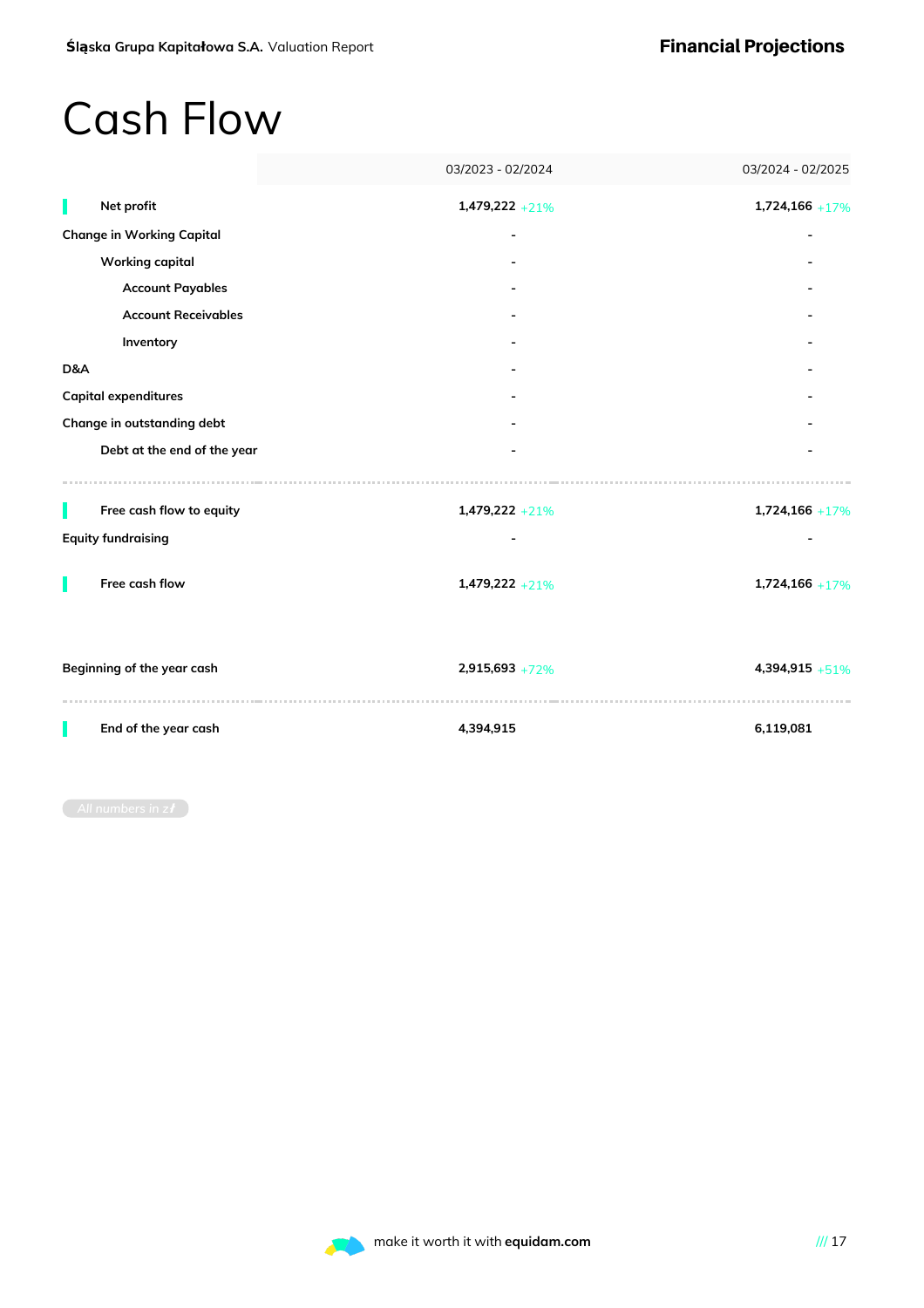# Cash Flow

| | 03/2023 - 02/2024 | 03/2024 - 02/2025 |
|---|---|---|
| **Net profit** | **1,479,222** +21% | **1,724,166** +17% |
| Change in Working Capital | - | - |
| Working capital | - | - |
| Account Payables | - | - |
| Account Receivables | - | - |
| Inventory | - | - |
| D&A | - | - |
| Capital expenditures | - | - |
| Change in outstanding debt | - | - |
| Debt at the end of the year | - | - |
| **Free cash flow to equity** | **1,479,222** +21% | **1,724,166** +17% |
| Equity fundraising | - | - |
| **Free cash flow** | **1,479,222** +21% | **1,724,166** +17% |
| Beginning of the year cash | **2,915,693** +72% | **4,394,915** +51% |
| **End of the year cash** | **4,394,915** | **6,119,081** |

All numbers in zł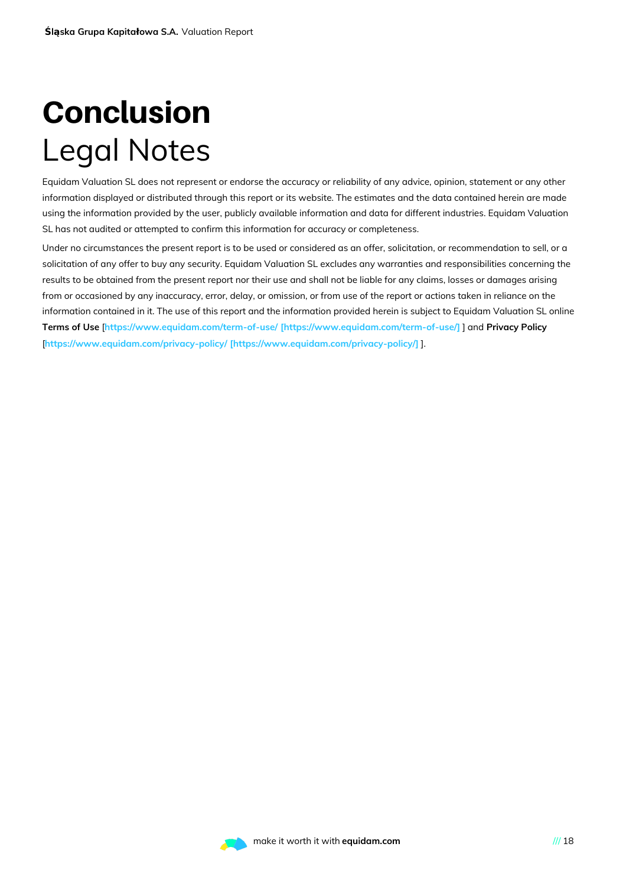# Conclusion

## Legal Notes

Equidam Valuation SL does not represent or endorse the accuracy or reliability of any advice, opinion, statement or any other information displayed or distributed through this report or its website. The estimates and the data contained herein are made using the information provided by the user, publicly available information and data for different industries. Equidam Valuation SL has not audited or attempted to confirm this information for accuracy or completeness.

Under no circumstances the present report is to be used or considered as an offer, solicitation, or recommendation to sell, or a solicitation of any offer to buy any security. Equidam Valuation SL excludes any warranties and responsibilities concerning the results to be obtained from the present report nor their use and shall not be liable for any claims, losses or damages arising from or occasioned by any inaccuracy, error, delay, or omission, or from use of the report or actions taken in reliance on the information contained in it. The use of this report and the information provided herein is subject to Equidam Valuation SL online **Terms of Use** [https://www.equidam.com/term-of-use/ [https://www.equidam.com/term-of-use/] ] and **Privacy Policy** [https://www.equidam.com/privacy-policy/ [https://www.equidam.com/privacy-policy/] ].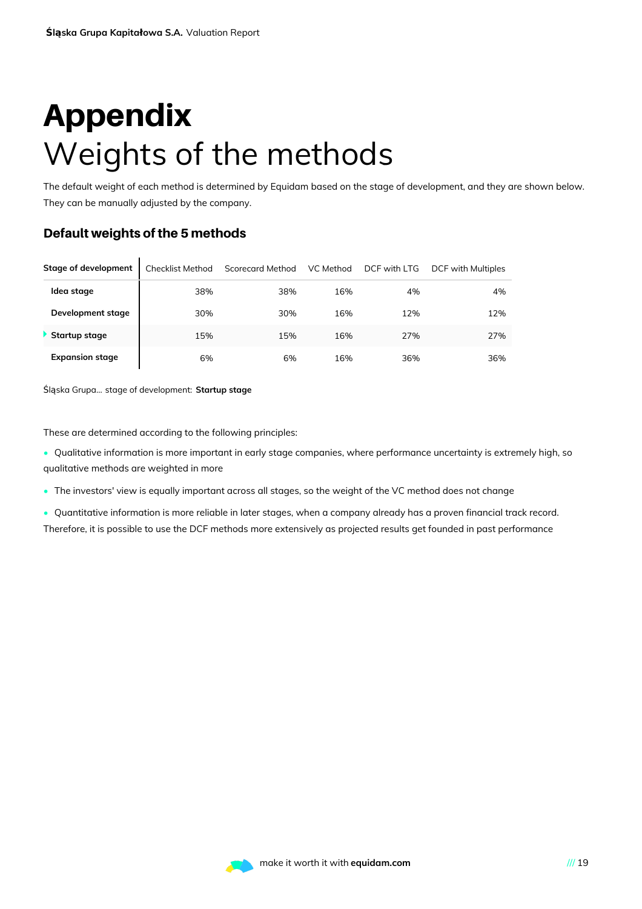# Appendix
# Weights of the methods

The default weight of each method is determined by Equidam based on the stage of development, and they are shown below. They can be manually adjusted by the company.

### Default weights of the 5 methods

| Stage of development | Checklist Method | Scorecard Method | VC Method | DCF with LTG | DCF with Multiples |
|---|---|---|---|---|---|
| **Idea stage** | 38% | 38% | 16% | 4% | 4% |
| **Development stage** | 30% | 30% | 16% | 12% | 12% |
| **Startup stage** | 15% | 15% | 16% | 27% | 27% |
| **Expansion stage** | 6% | 6% | 16% | 36% | 36% |

Śląska Grupa... stage of development: **Startup stage**

These are determined according to the following principles:

- Qualitative information is more important in early stage companies, where performance uncertainty is extremely high, so qualitative methods are weighted in more
- The investors' view is equally important across all stages, so the weight of the VC method does not change
- Quantitative information is more reliable in later stages, when a company already has a proven financial track record. Therefore, it is possible to use the DCF methods more extensively as projected results get founded in past performance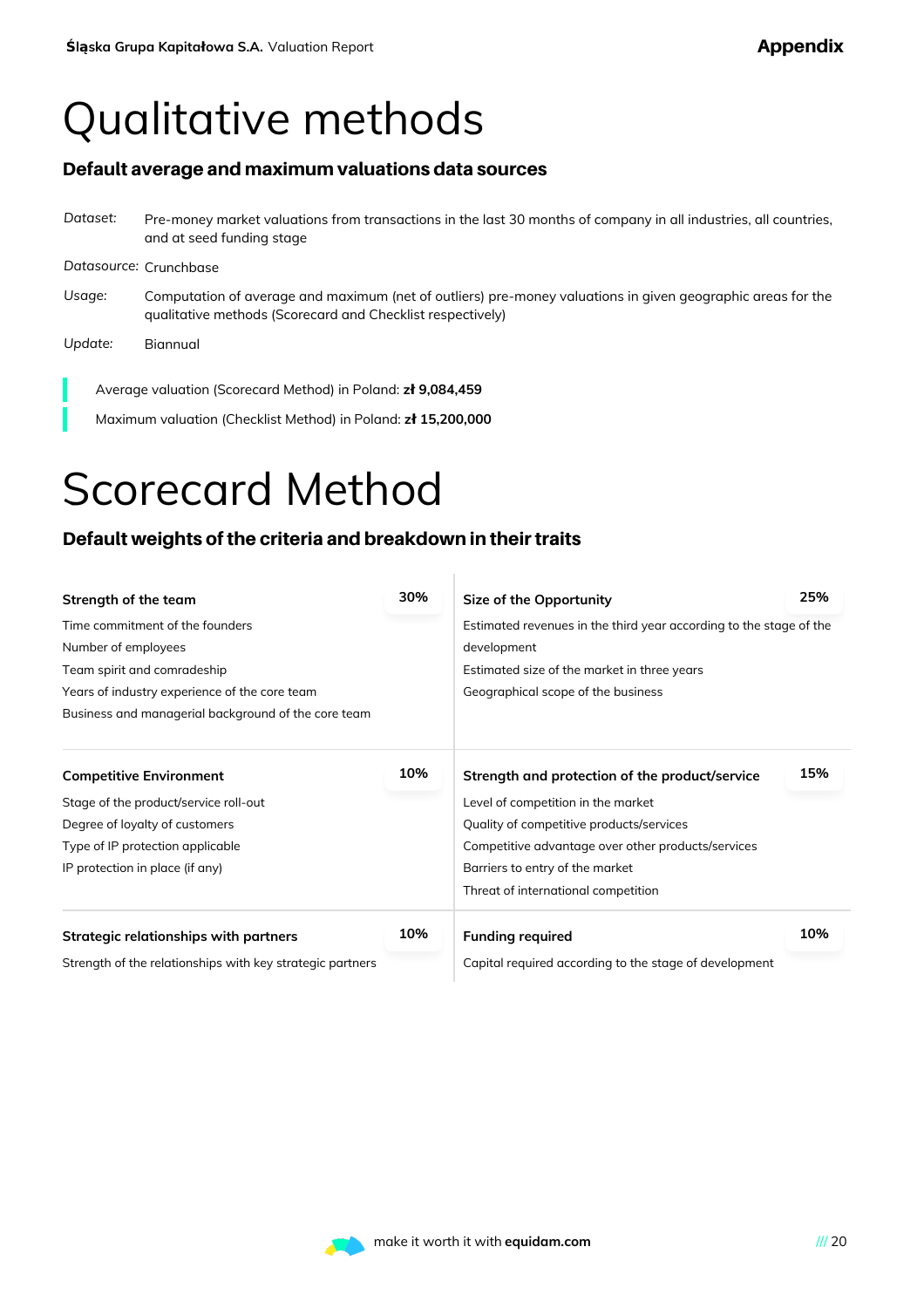# Qualitative methods

## Default average and maximum valuations data sources

*Dataset:* Pre-money market valuations from transactions in the last 30 months of company in all industries, all countries, and at seed funding stage

*Datasource:* Crunchbase

*Usage:* Computation of average and maximum (net of outliers) pre-money valuations in given geographic areas for the qualitative methods (Scorecard and Checklist respectively)

*Update:* Biannual

Average valuation (Scorecard Method) in Poland: **zł 9,084,459**

Maximum valuation (Checklist Method) in Poland: **zł 15,200,000**

# Scorecard Method

## Default weights of the criteria and breakdown in their traits

**Strength of the team** — **30%**

Time commitment of the founders
Number of employees
Team spirit and comradeship
Years of industry experience of the core team
Business and managerial background of the core team

**Size of the Opportunity** — **25%**

Estimated revenues in the third year according to the stage of the development
Estimated size of the market in three years
Geographical scope of the business

**Competitive Environment** — **10%**

Stage of the product/service roll-out
Degree of loyalty of customers
Type of IP protection applicable
IP protection in place (if any)

**Strength and protection of the product/service** — **15%**

Level of competition in the market
Quality of competitive products/services
Competitive advantage over other products/services
Barriers to entry of the market
Threat of international competition

**Strategic relationships with partners** — **10%**

Strength of the relationships with key strategic partners

**Funding required** — **10%**

Capital required according to the stage of development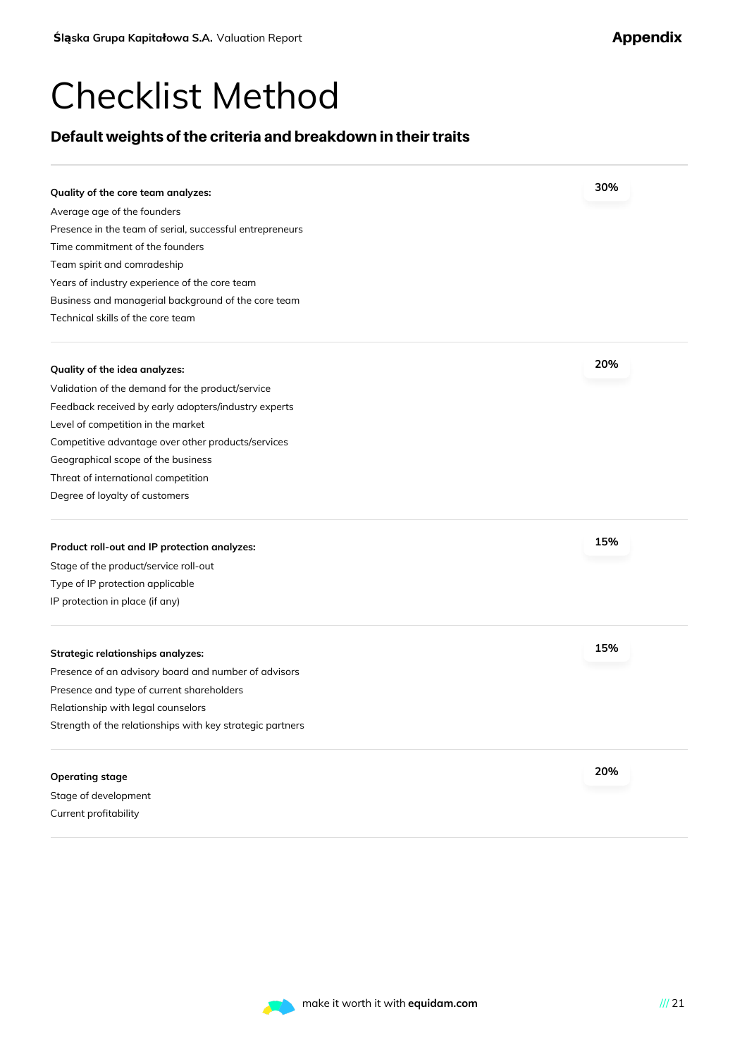# Checklist Method

## Default weights of the criteria and breakdown in their traits

**Quality of the core team analyzes:** **30%**

Average age of the founders
Presence in the team of serial, successful entrepreneurs
Time commitment of the founders
Team spirit and comradeship
Years of industry experience of the core team
Business and managerial background of the core team
Technical skills of the core team

**Quality of the idea analyzes:** **20%**

Validation of the demand for the product/service
Feedback received by early adopters/industry experts
Level of competition in the market
Competitive advantage over other products/services
Geographical scope of the business
Threat of international competition
Degree of loyalty of customers

**Product roll-out and IP protection analyzes:** **15%**

Stage of the product/service roll-out
Type of IP protection applicable
IP protection in place (if any)

**Strategic relationships analyzes:** **15%**

Presence of an advisory board and number of advisors
Presence and type of current shareholders
Relationship with legal counselors
Strength of the relationships with key strategic partners

**Operating stage** **20%**

Stage of development
Current profitability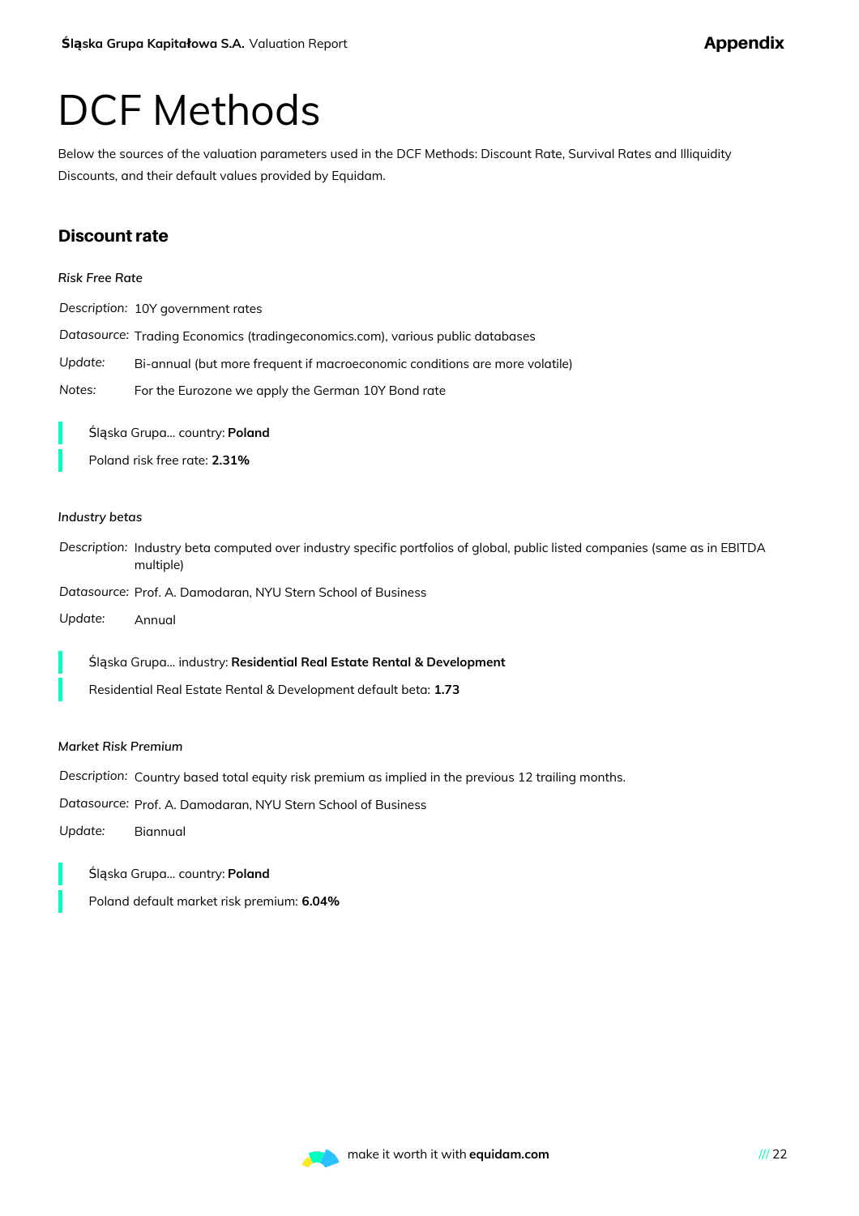# DCF Methods

Below the sources of the valuation parameters used in the DCF Methods: Discount Rate, Survival Rates and Illiquidity Discounts, and their default values provided by Equidam.

## Discount rate

*Risk Free Rate*

*Description:* 10Y government rates

*Datasource:* Trading Economics (tradingeconomics.com), various public databases

*Update:* Bi-annual (but more frequent if macroeconomic conditions are more volatile)

*Notes:* For the Eurozone we apply the German 10Y Bond rate

> Śląska Grupa... country: **Poland**
>
> Poland risk free rate: **2.31%**

*Industry betas*

*Description:* Industry beta computed over industry specific portfolios of global, public listed companies (same as in EBITDA multiple)

*Datasource:* Prof. A. Damodaran, NYU Stern School of Business

*Update:* Annual

> Śląska Grupa... industry: **Residential Real Estate Rental & Development**
>
> Residential Real Estate Rental & Development default beta: **1.73**

*Market Risk Premium*

*Description:* Country based total equity risk premium as implied in the previous 12 trailing months.

*Datasource:* Prof. A. Damodaran, NYU Stern School of Business

*Update:* Biannual

> Śląska Grupa... country: **Poland**
>
> Poland default market risk premium: **6.04%**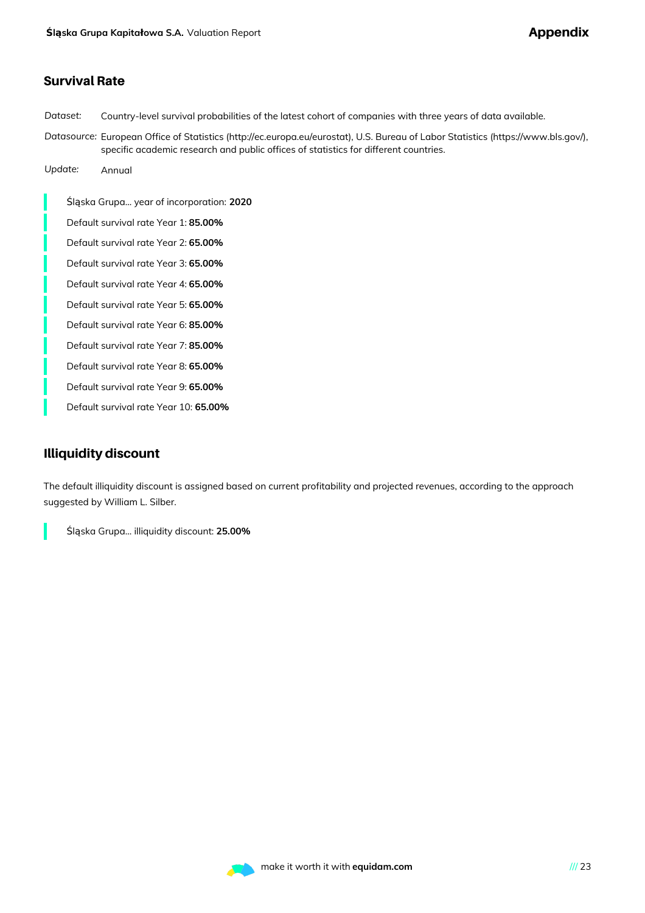## Survival Rate

*Dataset:* Country-level survival probabilities of the latest cohort of companies with three years of data available.

*Datasource:* European Office of Statistics (http://ec.europa.eu/eurostat), U.S. Bureau of Labor Statistics (https://www.bls.gov/), specific academic research and public offices of statistics for different countries.

*Update:* Annual

- Śląska Grupa... year of incorporation: **2020**
- Default survival rate Year 1: **85.00%**
- Default survival rate Year 2: **65.00%**
- Default survival rate Year 3: **65.00%**
- Default survival rate Year 4: **65.00%**
- Default survival rate Year 5: **65.00%**
- Default survival rate Year 6: **85.00%**
- Default survival rate Year 7: **85.00%**
- Default survival rate Year 8: **65.00%**
- Default survival rate Year 9: **65.00%**
- Default survival rate Year 10: **65.00%**

## Illiquidity discount

The default illiquidity discount is assigned based on current profitability and projected revenues, according to the approach suggested by William L. Silber.

- Śląska Grupa... illiquidity discount: **25.00%**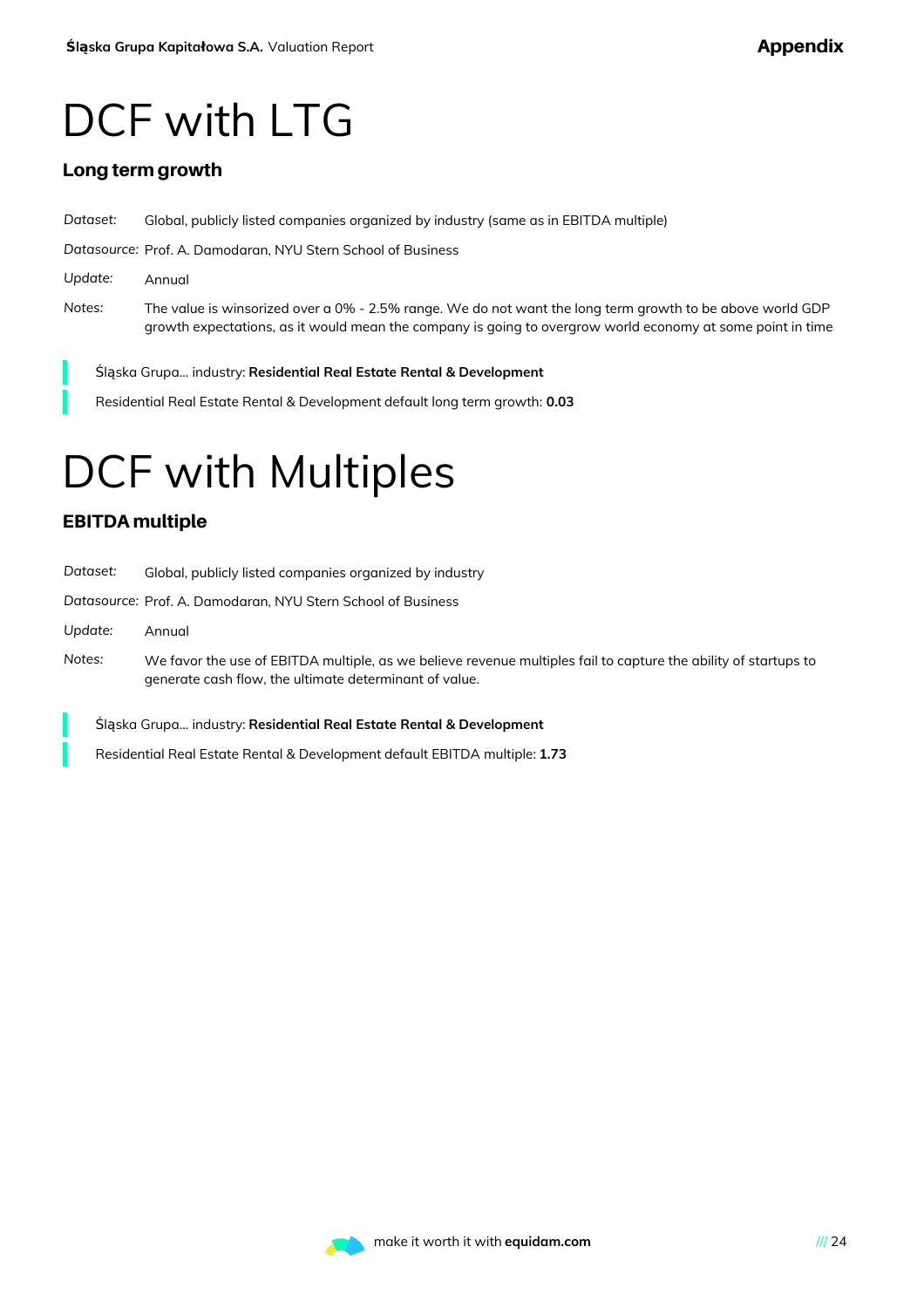# DCF with LTG

## Long term growth

*Dataset:* Global, publicly listed companies organized by industry (same as in EBITDA multiple)

*Datasource:* Prof. A. Damodaran, NYU Stern School of Business

*Update:* Annual

*Notes:* The value is winsorized over a 0% - 2.5% range. We do not want the long term growth to be above world GDP growth expectations, as it would mean the company is going to overgrow world economy at some point in time

> Śląska Grupa... industry: **Residential Real Estate Rental & Development**
>
> Residential Real Estate Rental & Development default long term growth: **0.03**

# DCF with Multiples

## EBITDA multiple

*Dataset:* Global, publicly listed companies organized by industry

*Datasource:* Prof. A. Damodaran, NYU Stern School of Business

*Update:* Annual

*Notes:* We favor the use of EBITDA multiple, as we believe revenue multiples fail to capture the ability of startups to generate cash flow, the ultimate determinant of value.

> Śląska Grupa... industry: **Residential Real Estate Rental & Development**
>
> Residential Real Estate Rental & Development default EBITDA multiple: **1.73**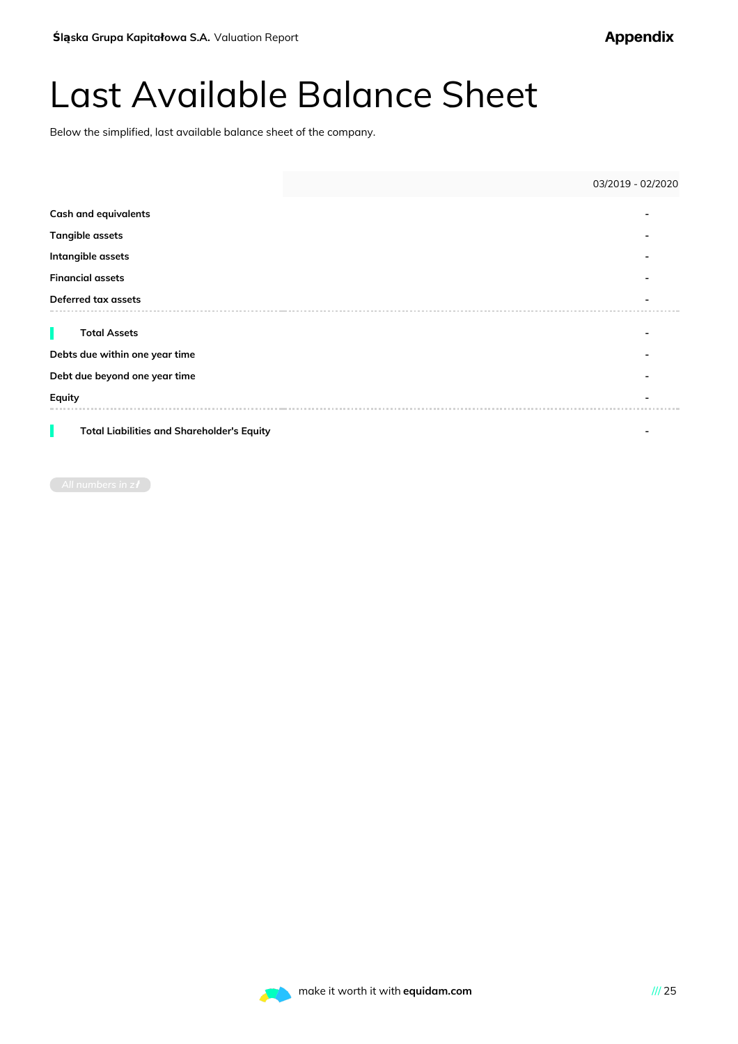# Last Available Balance Sheet

Below the simplified, last available balance sheet of the company.

| | 03/2019 - 02/2020 |
|---|---|
| Cash and equivalents | - |
| Tangible assets | - |
| Intangible assets | - |
| Financial assets | - |
| Deferred tax assets | - |
| **Total Assets** | - |
| Debts due within one year time | - |
| Debt due beyond one year time | - |
| Equity | - |
| **Total Liabilities and Shareholder's Equity** | - |

All numbers in zł